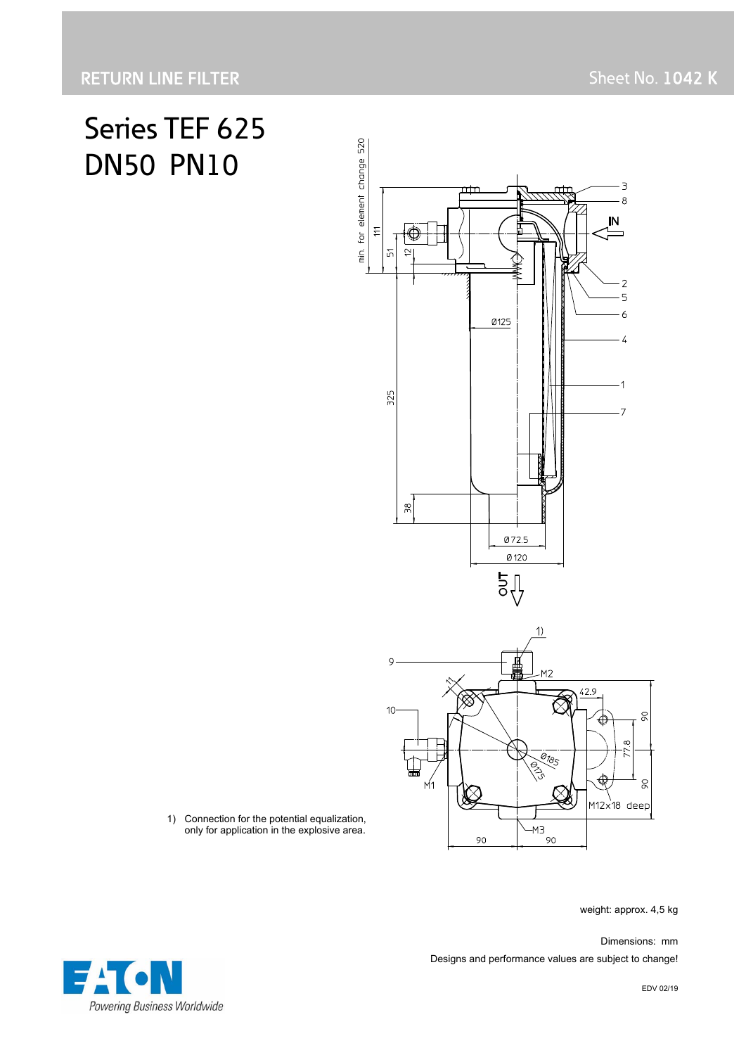RETURN LINE FILTER

Sheet No. 1042 K

# Series TEF 625
# DN50 PN10

1) Connection for the potential equalization, only for application in the explosive area.

weight: approx. 4,5 kg

Dimensions: mm

Designs and performance values are subject to change!

EDV 02/19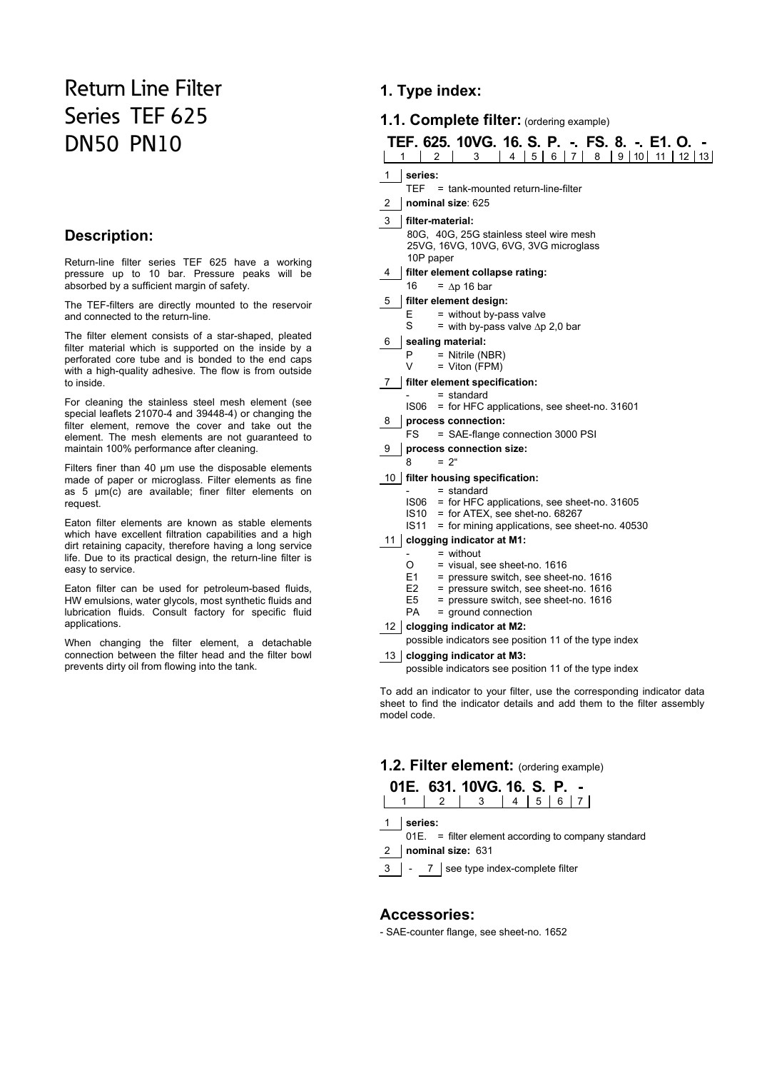# Return Line Filter Series TEF 625 DN50 PN10

## Description:

Return-line filter series TEF 625 have a working pressure up to 10 bar. Pressure peaks will be absorbed by a sufficient margin of safety.

The TEF-filters are directly mounted to the reservoir and connected to the return-line.

The filter element consists of a star-shaped, pleated filter material which is supported on the inside by a perforated core tube and is bonded to the end caps with a high-quality adhesive. The flow is from outside to inside.

For cleaning the stainless steel mesh element (see special leaflets 21070-4 and 39448-4) or changing the filter element, remove the cover and take out the element. The mesh elements are not guaranteed to maintain 100% performance after cleaning.

Filters finer than 40 µm use the disposable elements made of paper or microglass. Filter elements as fine as 5 µm(c) are available; finer filter elements on request.

Eaton filter elements are known as stable elements which have excellent filtration capabilities and a high dirt retaining capacity, therefore having a long service life. Due to its practical design, the return-line filter is easy to service.

Eaton filter can be used for petroleum-based fluids, HW emulsions, water glycols, most synthetic fluids and lubrication fluids. Consult factory for specific fluid applications.

When changing the filter element, a detachable connection between the filter head and the filter bowl prevents dirty oil from flowing into the tank.

## 1. Type index:

### 1.1. Complete filter: (ordering example)

**TEF. 625. 10VG. 16. S. P. -. FS. 8. -. E1. O. -**

| 1 | 2 | 3 | 4 | 5 | 6 | 7 | 8 | 9 | 10 | 11 | 12 | 13 |
|---|---|---|---|---|---|---|---|---|---|---|---|---|

1 **series:**
TEF = tank-mounted return-line-filter

2 **nominal size**: 625

3 **filter-material:**
80G, 40G, 25G stainless steel wire mesh
25VG, 16VG, 10VG, 6VG, 3VG microglass
10P paper

4 **filter element collapse rating:**
16 = ∆p 16 bar

5 **filter element design:**
E = without by-pass valve
S = with by-pass valve ∆p 2,0 bar

6 **sealing material:**
P = Nitrile (NBR)
V = Viton (FPM)

7 **filter element specification:**
- = standard
IS06 = for HFC applications, see sheet-no. 31601

8 **process connection:**
FS = SAE-flange connection 3000 PSI

9 **process connection size:**
8 = 2"

10 **filter housing specification:**
- = standard
IS06 = for HFC applications, see sheet-no. 31605
IS10 = for ATEX, see shet-no. 68267
IS11 = for mining applications, see sheet-no. 40530

11 **clogging indicator at M1:**
- = without
O = visual, see sheet-no. 1616
E1 = pressure switch, see sheet-no. 1616
E2 = pressure switch, see sheet-no. 1616
E5 = pressure switch, see sheet-no. 1616
PA = ground connection

12 **clogging indicator at M2:**
possible indicators see position 11 of the type index

13 **clogging indicator at M3:**
possible indicators see position 11 of the type index

To add an indicator to your filter, use the corresponding indicator data sheet to find the indicator details and add them to the filter assembly model code.

### 1.2. Filter element: (ordering example)

**01E. 631. 10VG. 16. S. P. -**

| 1 | 2 | 3 | 4 | 5 | 6 | 7 |
|---|---|---|---|---|---|---|

1 **series:**
01E. = filter element according to company standard

2 **nominal size:** 631

3 - 7 see type index-complete filter

## Accessories:

- SAE-counter flange, see sheet-no. 1652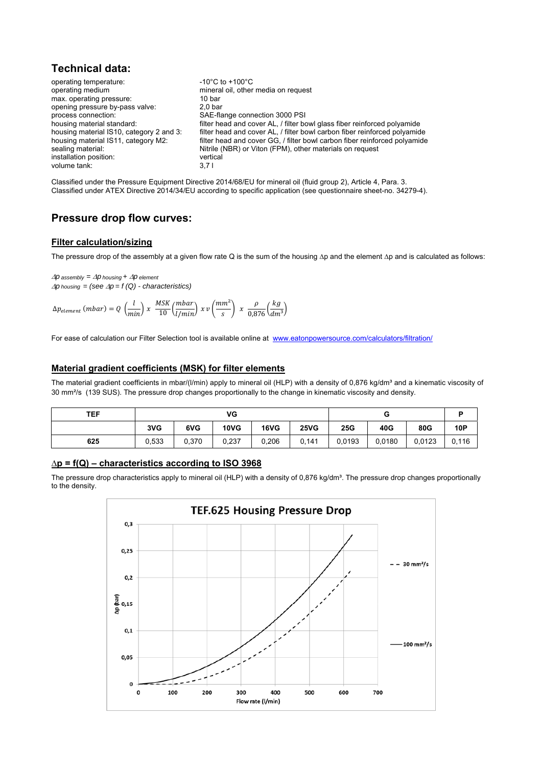## Technical data:

| | |
|---|---|
| operating temperature: | -10°C to +100°C |
| operating medium | mineral oil, other media on request |
| max. operating pressure: | 10 bar |
| opening pressure by-pass valve: | 2,0 bar |
| process connection: | SAE-flange connection 3000 PSI |
| housing material standard: | filter head and cover AL, / filter bowl glass fiber reinforced polyamide |
| housing material IS10, category 2 and 3: | filter head and cover AL, / filter bowl carbon fiber reinforced polyamide |
| housing material IS11, category M2: | filter head and cover GG, / filter bowl carbon fiber reinforced polyamide |
| sealing material: | Nitrile (NBR) or Viton (FPM), other materials on request |
| installation position: | vertical |
| volume tank: | 3,7 l |

Classified under the Pressure Equipment Directive 2014/68/EU for mineral oil (fluid group 2), Article 4, Para. 3.
Classified under ATEX Directive 2014/34/EU according to specific application (see questionnaire sheet-no. 34279-4).

## Pressure drop flow curves:

### Filter calculation/sizing

The pressure drop of the assembly at a given flow rate Q is the sum of the housing Δp and the element Δp and is calculated as follows:

$\Delta p_{assembly} = \Delta p_{housing} + \Delta p_{element}$
$\Delta p_{housing}$ = (see $\Delta p = f(Q)$ - characteristics)

$$\Delta p_{element}\ (mbar) = Q\ \left(\frac{l}{min}\right)\ x\ \frac{MSK}{10}\left(\frac{mbar}{l/min}\right)\ x\ v\left(\frac{mm^2}{s}\right)\ x\ \frac{\rho}{0{,}876}\left(\frac{kg}{dm^3}\right)$$

For ease of calculation our Filter Selection tool is available online at www.eatonpowersource.com/calculators/filtration/

### Material gradient coefficients (MSK) for filter elements

The material gradient coefficients in mbar/(l/min) apply to mineral oil (HLP) with a density of 0,876 kg/dm³ and a kinematic viscosity of 30 mm²/s (139 SUS). The pressure drop changes proportionally to the change in kinematic viscosity and density.

| TEF | VG | | | | | G | | | P |
|---|---|---|---|---|---|---|---|---|---|
| | 3VG | 6VG | 10VG | 16VG | 25VG | 25G | 40G | 80G | 10P |
| 625 | 0,533 | 0,370 | 0,237 | 0,206 | 0,141 | 0,0193 | 0,0180 | 0,0123 | 0,116 |

### Δp = f(Q) – characteristics according to ISO 3968

The pressure drop characteristics apply to mineral oil (HLP) with a density of 0,876 kg/dm³. The pressure drop changes proportionally to the density.

**TEF.625 Housing Pressure Drop**

Δp (bar) vs. Flow rate (l/min); curves: 30 mm²/s (dashed), 100 mm²/s (solid)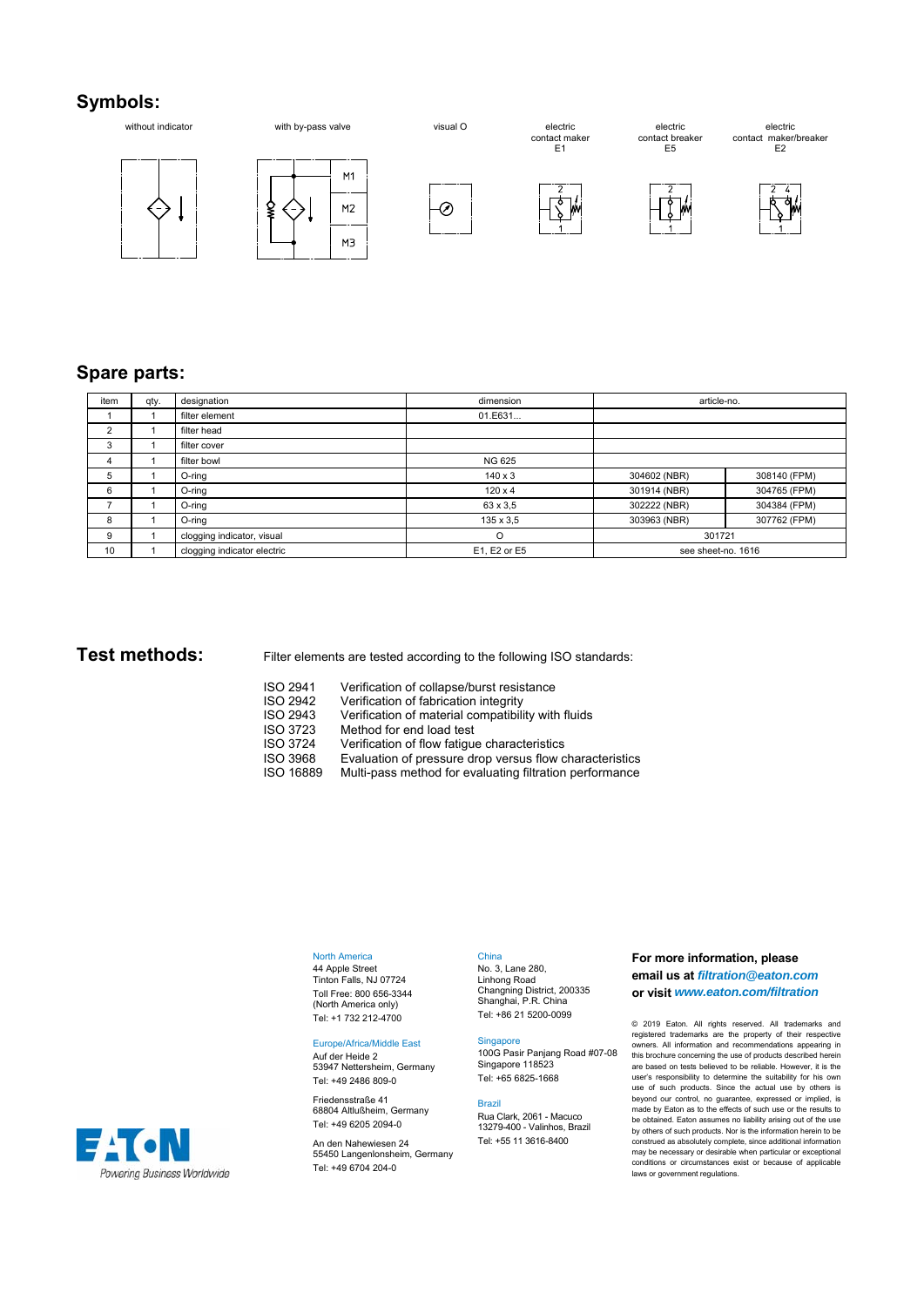## Symbols:

without indicator

with by-pass valve

M1

M2

M3

visual O

electric contact maker E1

electric contact breaker E5

electric contact maker/breaker E2

## Spare parts:

| item | qty. | designation | dimension | article-no. | |
|---|---|---|---|---|---|
| 1 | 1 | filter element | 01.E631... | | |
| 2 | 1 | filter head | | | |
| 3 | 1 | filter cover | | | |
| 4 | 1 | filter bowl | NG 625 | | |
| 5 | 1 | O-ring | 140 x 3 | 304602 (NBR) | 308140 (FPM) |
| 6 | 1 | O-ring | 120 x 4 | 301914 (NBR) | 304765 (FPM) |
| 7 | 1 | O-ring | 63 x 3,5 | 302222 (NBR) | 304384 (FPM) |
| 8 | 1 | O-ring | 135 x 3,5 | 303963 (NBR) | 307762 (FPM) |
| 9 | 1 | clogging indicator, visual | O | 301721 | |
| 10 | 1 | clogging indicator electric | E1, E2 or E5 | see sheet-no. 1616 | |

## Test methods:

Filter elements are tested according to the following ISO standards:

| | |
|---|---|
| ISO 2941 | Verification of collapse/burst resistance |
| ISO 2942 | Verification of fabrication integrity |
| ISO 2943 | Verification of material compatibility with fluids |
| ISO 3723 | Method for end load test |
| ISO 3724 | Verification of flow fatigue characteristics |
| ISO 3968 | Evaluation of pressure drop versus flow characteristics |
| ISO 16889 | Multi-pass method for evaluating filtration performance |

EATON
Powering Business Worldwide

North America
44 Apple Street
Tinton Falls, NJ 07724
Toll Free: 800 656-3344
(North America only)
Tel: +1 732 212-4700

Europe/Africa/Middle East
Auf der Heide 2
53947 Nettersheim, Germany
Tel: +49 2486 809-0

Friedensstraße 41
68804 Altlußheim, Germany
Tel: +49 6205 2094-0

An den Nahewiesen 24
55450 Langenlonsheim, Germany
Tel: +49 6704 204-0

China
No. 3, Lane 280,
Linhong Road
Changning District, 200335
Shanghai, P.R. China
Tel: +86 21 5200-0099

Singapore
100G Pasir Panjang Road #07-08
Singapore 118523
Tel: +65 6825-1668

Brazil
Rua Clark, 2061 - Macuco
13279-400 - Valinhos, Brazil
Tel: +55 11 3616-8400

**For more information, please email us at *filtration@eaton.com* or visit *www.eaton.com/filtration***

© 2019 Eaton. All rights reserved. All trademarks and registered trademarks are the property of their respective owners. All information and recommendations appearing in this brochure concerning the use of products described herein are based on tests believed to be reliable. However, it is the user's responsibility to determine the suitability for his own use of such products. Since the actual use by others is beyond our control, no guarantee, expressed or implied, is made by Eaton as to the effects of such use or the results to be obtained. Eaton assumes no liability arising out of the use by others of such products. Nor is the information herein to be construed as absolutely complete, since additional information may be necessary or desirable when particular or exceptional conditions or circumstances exist or because of applicable laws or government regulations.